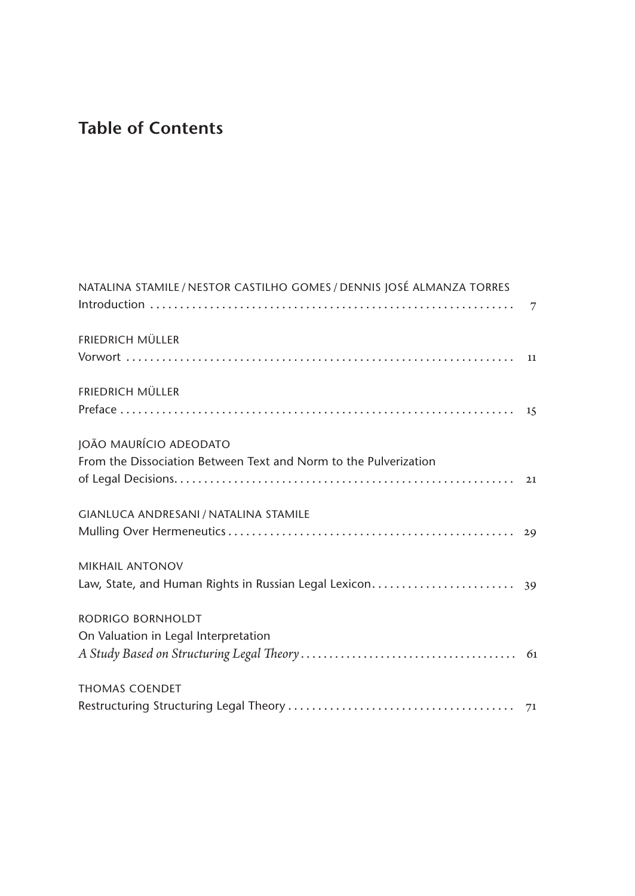# Table of Contents

NATALINA STAMILE / NESTOR CASTILHO GOMES / DENNIS JOSÉ ALMANZA TORRES
Introduction . . . . . . . . . . 7

FRIEDRICH MÜLLER
Vorwort . . . . . . . . . . 11

FRIEDRICH MÜLLER
Preface . . . . . . . . . . 15

JOÃO MAURÍCIO ADEODATO
From the Dissociation Between Text and Norm to the Pulverization of Legal Decisions. . . . . . . . . . 21

GIANLUCA ANDRESANI / NATALINA STAMILE
Mulling Over Hermeneutics . . . . . . . . . . 29

MIKHAIL ANTONOV
Law, State, and Human Rights in Russian Legal Lexicon. . . . . . . . . . 39

RODRIGO BORNHOLDT
On Valuation in Legal Interpretation
*A Study Based on Structuring Legal Theory* . . . . . . . . . . 61

THOMAS COENDET
Restructuring Structuring Legal Theory . . . . . . . . . . 71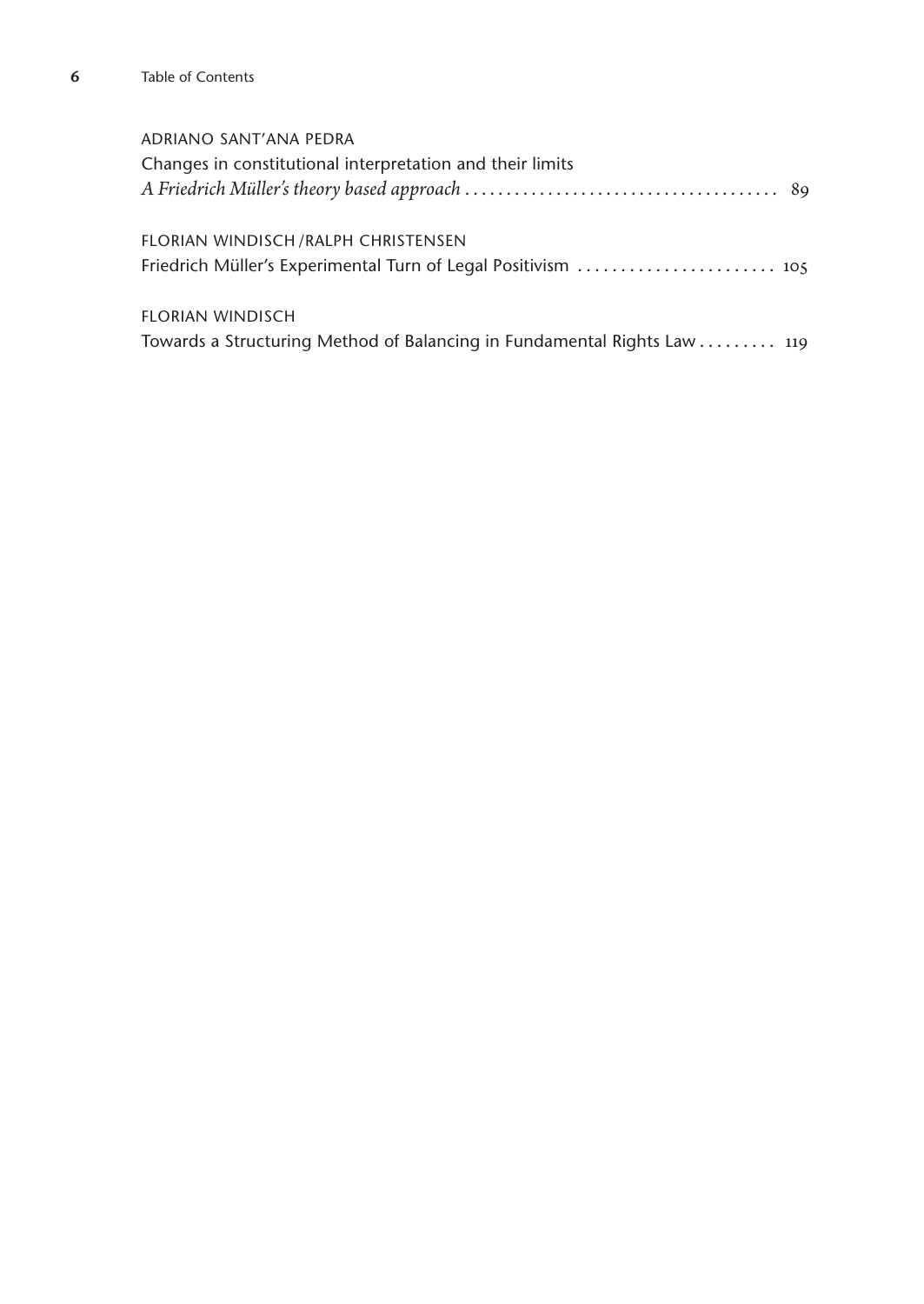ADRIANO SANT'ANA PEDRA
Changes in constitutional interpretation and their limits
*A Friedrich Müller's theory based approach* . . . . . . . . . . . . . . . . . . . . . . . . . . . . . . . . . . . . . 89

FLORIAN WINDISCH / RALPH CHRISTENSEN
Friedrich Müller's Experimental Turn of Legal Positivism . . . . . . . . . . . . . . . . . . . . . . . 105

FLORIAN WINDISCH
Towards a Structuring Method of Balancing in Fundamental Rights Law . . . . . . . . . 119